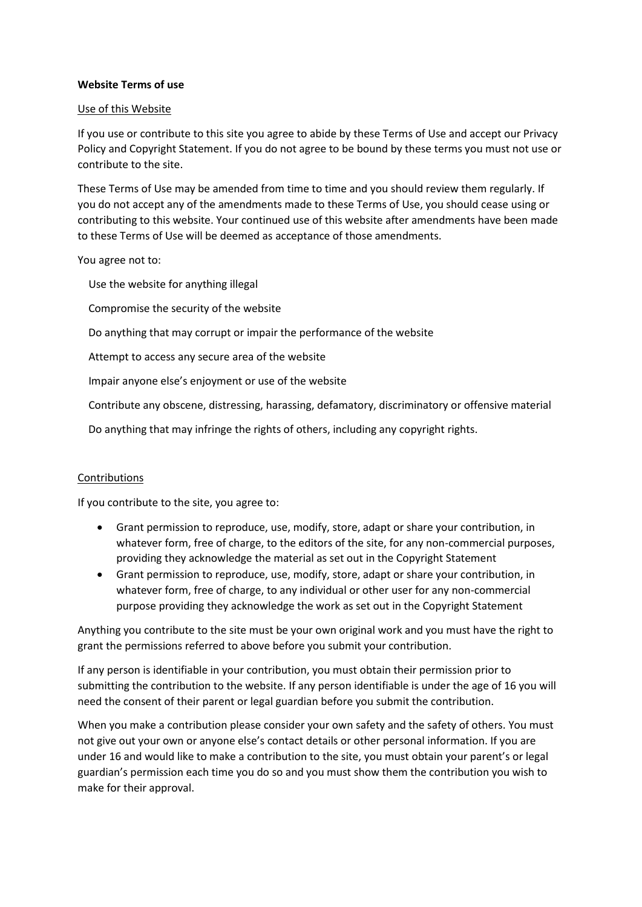**Website Terms of use**

Use of this Website

If you use or contribute to this site you agree to abide by these Terms of Use and accept our Privacy Policy and Copyright Statement. If you do not agree to be bound by these terms you must not use or contribute to the site.

These Terms of Use may be amended from time to time and you should review them regularly. If you do not accept any of the amendments made to these Terms of Use, you should cease using or contributing to this website. Your continued use of this website after amendments have been made to these Terms of Use will be deemed as acceptance of those amendments.

You agree not to:

Use the website for anything illegal

Compromise the security of the website

Do anything that may corrupt or impair the performance of the website

Attempt to access any secure area of the website

Impair anyone else's enjoyment or use of the website

Contribute any obscene, distressing, harassing, defamatory, discriminatory or offensive material

Do anything that may infringe the rights of others, including any copyright rights.

Contributions

If you contribute to the site, you agree to:

- Grant permission to reproduce, use, modify, store, adapt or share your contribution, in whatever form, free of charge, to the editors of the site, for any non-commercial purposes, providing they acknowledge the material as set out in the Copyright Statement
- Grant permission to reproduce, use, modify, store, adapt or share your contribution, in whatever form, free of charge, to any individual or other user for any non-commercial purpose providing they acknowledge the work as set out in the Copyright Statement

Anything you contribute to the site must be your own original work and you must have the right to grant the permissions referred to above before you submit your contribution.

If any person is identifiable in your contribution, you must obtain their permission prior to submitting the contribution to the website. If any person identifiable is under the age of 16 you will need the consent of their parent or legal guardian before you submit the contribution.

When you make a contribution please consider your own safety and the safety of others. You must not give out your own or anyone else's contact details or other personal information. If you are under 16 and would like to make a contribution to the site, you must obtain your parent's or legal guardian's permission each time you do so and you must show them the contribution you wish to make for their approval.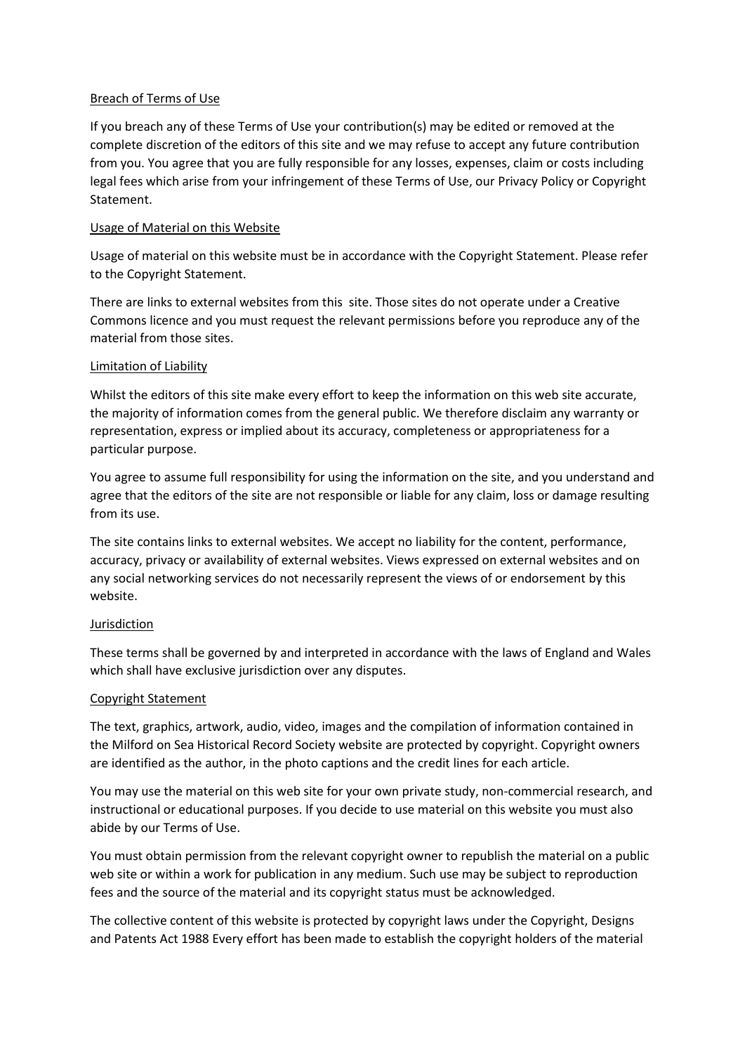## Breach of Terms of Use

If you breach any of these Terms of Use your contribution(s) may be edited or removed at the complete discretion of the editors of this site and we may refuse to accept any future contribution from you. You agree that you are fully responsible for any losses, expenses, claim or costs including legal fees which arise from your infringement of these Terms of Use, our Privacy Policy or Copyright Statement.

## Usage of Material on this Website

Usage of material on this website must be in accordance with the Copyright Statement. Please refer to the Copyright Statement.

There are links to external websites from this site. Those sites do not operate under a Creative Commons licence and you must request the relevant permissions before you reproduce any of the material from those sites.

## Limitation of Liability

Whilst the editors of this site make every effort to keep the information on this web site accurate, the majority of information comes from the general public. We therefore disclaim any warranty or representation, express or implied about its accuracy, completeness or appropriateness for a particular purpose.

You agree to assume full responsibility for using the information on the site, and you understand and agree that the editors of the site are not responsible or liable for any claim, loss or damage resulting from its use.

The site contains links to external websites. We accept no liability for the content, performance, accuracy, privacy or availability of external websites. Views expressed on external websites and on any social networking services do not necessarily represent the views of or endorsement by this website.

## Jurisdiction

These terms shall be governed by and interpreted in accordance with the laws of England and Wales which shall have exclusive jurisdiction over any disputes.

## Copyright Statement

The text, graphics, artwork, audio, video, images and the compilation of information contained in the Milford on Sea Historical Record Society website are protected by copyright. Copyright owners are identified as the author, in the photo captions and the credit lines for each article.

You may use the material on this web site for your own private study, non-commercial research, and instructional or educational purposes. If you decide to use material on this website you must also abide by our Terms of Use.

You must obtain permission from the relevant copyright owner to republish the material on a public web site or within a work for publication in any medium. Such use may be subject to reproduction fees and the source of the material and its copyright status must be acknowledged.

The collective content of this website is protected by copyright laws under the Copyright, Designs and Patents Act 1988 Every effort has been made to establish the copyright holders of the material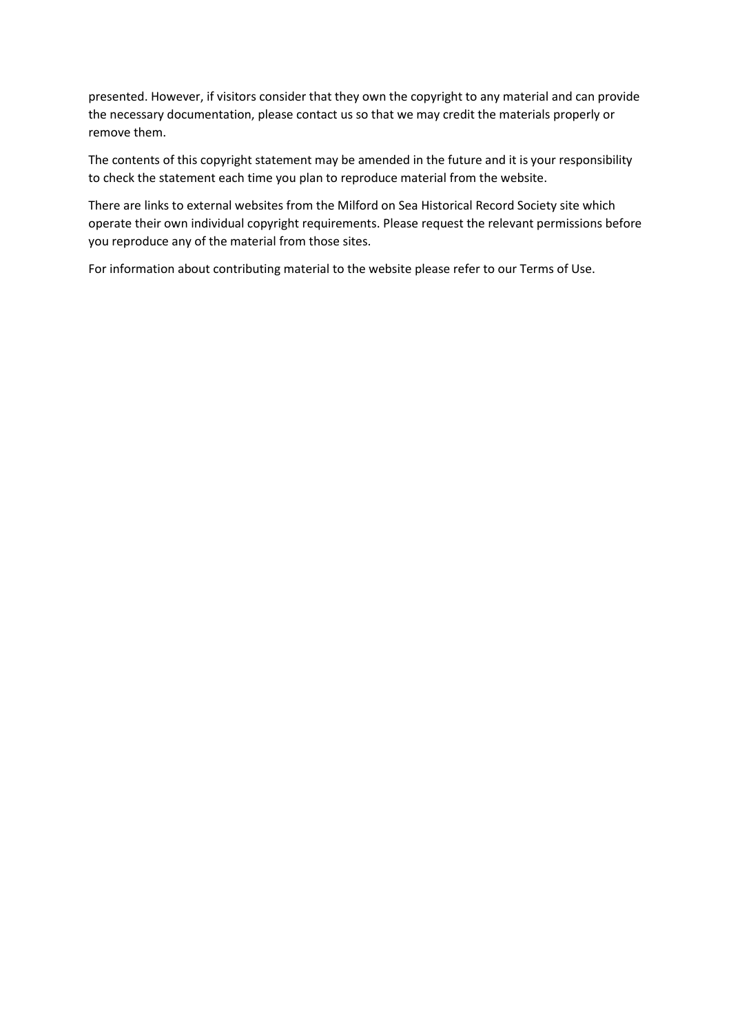presented. However, if visitors consider that they own the copyright to any material and can provide the necessary documentation, please contact us so that we may credit the materials properly or remove them.

The contents of this copyright statement may be amended in the future and it is your responsibility to check the statement each time you plan to reproduce material from the website.

There are links to external websites from the Milford on Sea Historical Record Society site which operate their own individual copyright requirements. Please request the relevant permissions before you reproduce any of the material from those sites.

For information about contributing material to the website please refer to our Terms of Use.